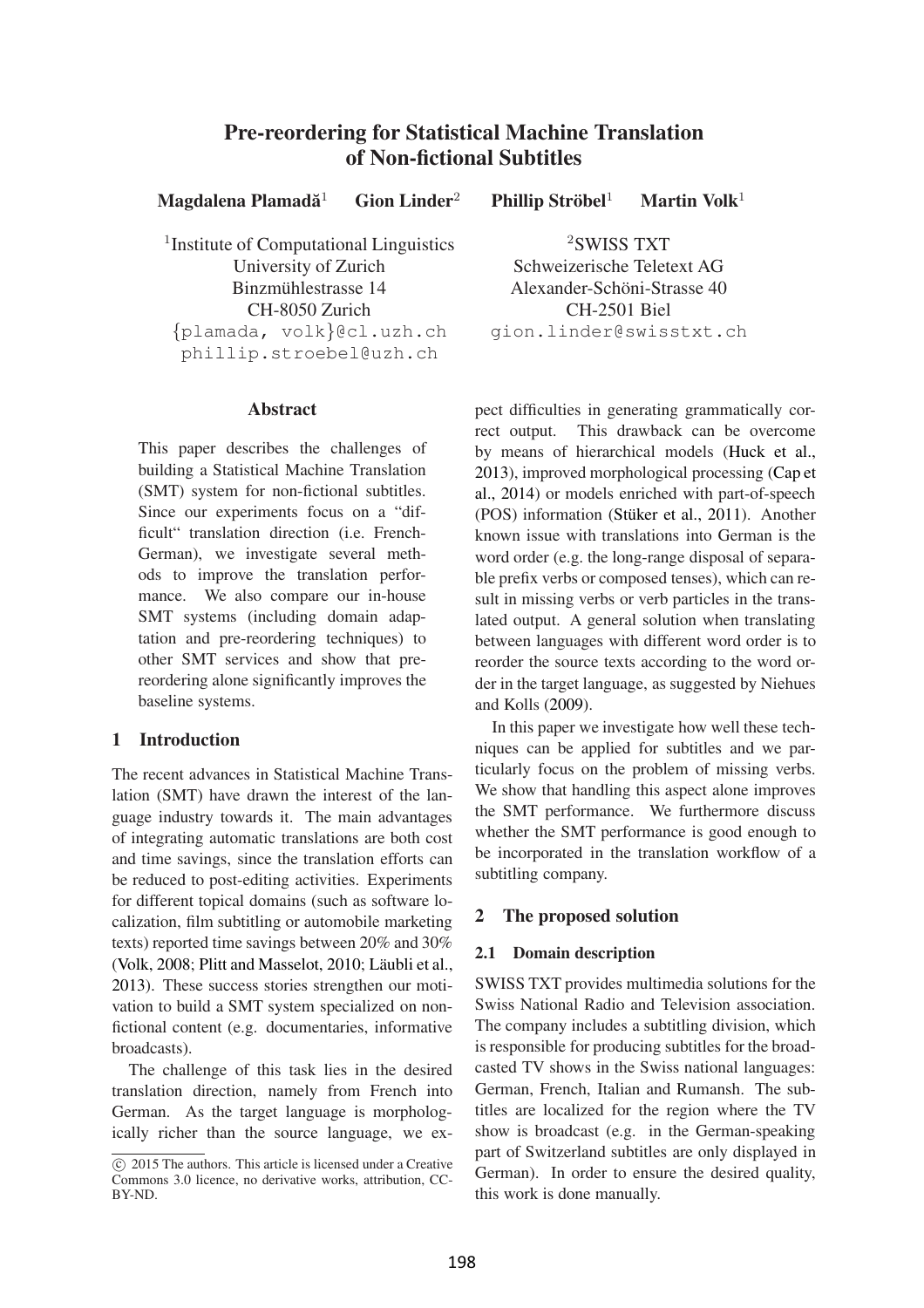# Pre-reordering for Statistical Machine Translation of Non-fictional Subtitles

**Magdalena Plamadă**[1] **Gion Linder**[2] **Phillip Ströbel**[1] **Martin Volk**[1]

[1]Institute of Computational Linguistics
University of Zurich
Binzmühlestrasse 14
CH-8050 Zurich
{plamada, volk}@cl.uzh.ch
phillip.stroebel@uzh.ch

[2]SWISS TXT
Schweizerische Teletext AG
Alexander-Schöni-Strasse 40
CH-2501 Biel
gion.linder@swisstxt.ch

## Abstract

This paper describes the challenges of building a Statistical Machine Translation (SMT) system for non-fictional subtitles. Since our experiments focus on a "difficult" translation direction (i.e. French-German), we investigate several methods to improve the translation performance. We also compare our in-house SMT systems (including domain adaptation and pre-reordering techniques) to other SMT services and show that pre-reordering alone significantly improves the baseline systems.

## 1 Introduction

The recent advances in Statistical Machine Translation (SMT) have drawn the interest of the language industry towards it. The main advantages of integrating automatic translations are both cost and time savings, since the translation efforts can be reduced to post-editing activities. Experiments for different topical domains (such as software localization, film subtitling or automobile marketing texts) reported time savings between 20% and 30% (Volk, 2008; Plitt and Masselot, 2010; Läubli et al., 2013). These success stories strengthen our motivation to build a SMT system specialized on non-fictional content (e.g. documentaries, informative broadcasts).

The challenge of this task lies in the desired translation direction, namely from French into German. As the target language is morphologically richer than the source language, we expect difficulties in generating grammatically correct output. This drawback can be overcome by means of hierarchical models (Huck et al., 2013), improved morphological processing (Cap et al., 2014) or models enriched with part-of-speech (POS) information (Stüker et al., 2011). Another known issue with translations into German is the word order (e.g. the long-range disposal of separable prefix verbs or composed tenses), which can result in missing verbs or verb particles in the translated output. A general solution when translating between languages with different word order is to reorder the source texts according to the word order in the target language, as suggested by Niehues and Kolls (2009).

In this paper we investigate how well these techniques can be applied for subtitles and we particularly focus on the problem of missing verbs. We show that handling this aspect alone improves the SMT performance. We furthermore discuss whether the SMT performance is good enough to be incorporated in the translation workflow of a subtitling company.

## 2 The proposed solution

### 2.1 Domain description

SWISS TXT provides multimedia solutions for the Swiss National Radio and Television association. The company includes a subtitling division, which is responsible for producing subtitles for the broadcasted TV shows in the Swiss national languages: German, French, Italian and Rumansh. The subtitles are localized for the region where the TV show is broadcast (e.g. in the German-speaking part of Switzerland subtitles are only displayed in German). In order to ensure the desired quality, this work is done manually.

© 2015 The authors. This article is licensed under a Creative Commons 3.0 licence, no derivative works, attribution, CC-BY-ND.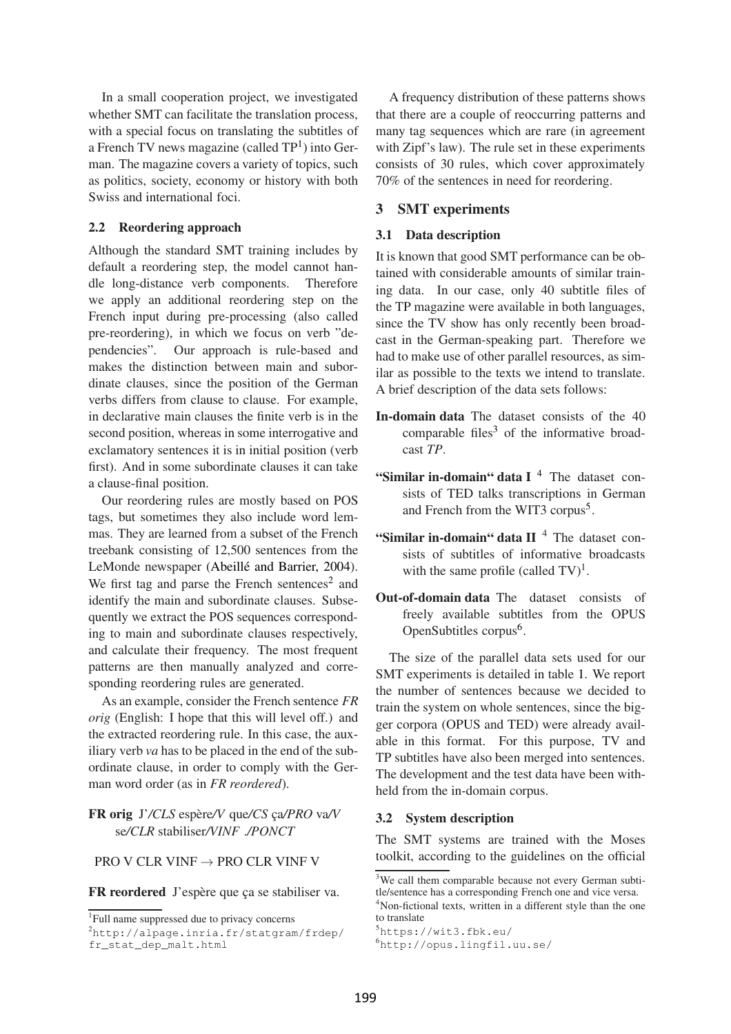In a small cooperation project, we investigated whether SMT can facilitate the translation process, with a special focus on translating the subtitles of a French TV news magazine (called TP[1]) into German. The magazine covers a variety of topics, such as politics, society, economy or history with both Swiss and international foci.

### 2.2 Reordering approach

Although the standard SMT training includes by default a reordering step, the model cannot handle long-distance verb components. Therefore we apply an additional reordering step on the French input during pre-processing (also called pre-reordering), in which we focus on verb "dependencies". Our approach is rule-based and makes the distinction between main and subordinate clauses, since the position of the German verbs differs from clause to clause. For example, in declarative main clauses the finite verb is in the second position, whereas in some interrogative and exclamatory sentences it is in initial position (verb first). And in some subordinate clauses it can take a clause-final position.

Our reordering rules are mostly based on POS tags, but sometimes they also include word lemmas. They are learned from a subset of the French treebank consisting of 12,500 sentences from the LeMonde newspaper (Abeillé and Barrier, 2004). We first tag and parse the French sentences[2] and identify the main and subordinate clauses. Subsequently we extract the POS sequences corresponding to main and subordinate clauses respectively, and calculate their frequency. The most frequent patterns are then manually analyzed and corresponding reordering rules are generated.

As an example, consider the French sentence *FR orig* (English: I hope that this will level off.) and the extracted reordering rule. In this case, the auxiliary verb *va* has to be placed in the end of the subordinate clause, in order to comply with the German word order (as in *FR reordered*).

**FR orig** J'*/CLS* espère*/V* que*/CS* ça*/PRO* va*/V* se*/CLR* stabiliser*/VINF* .*/PONCT*

PRO V CLR VINF → PRO CLR VINF V

**FR reordered** J'espère que ça se stabiliser va.

A frequency distribution of these patterns shows that there are a couple of reoccurring patterns and many tag sequences which are rare (in agreement with Zipf's law). The rule set in these experiments consists of 30 rules, which cover approximately 70% of the sentences in need for reordering.

## 3 SMT experiments

### 3.1 Data description

It is known that good SMT performance can be obtained with considerable amounts of similar training data. In our case, only 40 subtitle files of the TP magazine were available in both languages, since the TV show has only recently been broadcast in the German-speaking part. Therefore we had to make use of other parallel resources, as similar as possible to the texts we intend to translate. A brief description of the data sets follows:

**In-domain data** The dataset consists of the 40 comparable files[3] of the informative broadcast *TP*.

**"Similar in-domain" data I** [4] The dataset consists of TED talks transcriptions in German and French from the WIT3 corpus[5].

**"Similar in-domain" data II** [4] The dataset consists of subtitles of informative broadcasts with the same profile (called TV)[1].

**Out-of-domain data** The dataset consists of freely available subtitles from the OPUS OpenSubtitles corpus[6].

The size of the parallel data sets used for our SMT experiments is detailed in table 1. We report the number of sentences because we decided to train the system on whole sentences, since the bigger corpora (OPUS and TED) were already available in this format. For this purpose, TV and TP subtitles have also been merged into sentences. The development and the test data have been withheld from the in-domain corpus.

### 3.2 System description

The SMT systems are trained with the Moses toolkit, according to the guidelines on the official

[1] Full name suppressed due to privacy concerns

[2] http://alpage.inria.fr/statgram/frdep/fr_stat_dep_malt.html

[3] We call them comparable because not every German subtitle/sentence has a corresponding French one and vice versa.

[4] Non-fictional texts, written in a different style than the one to translate

[5] https://wit3.fbk.eu/

[6] http://opus.lingfil.uu.se/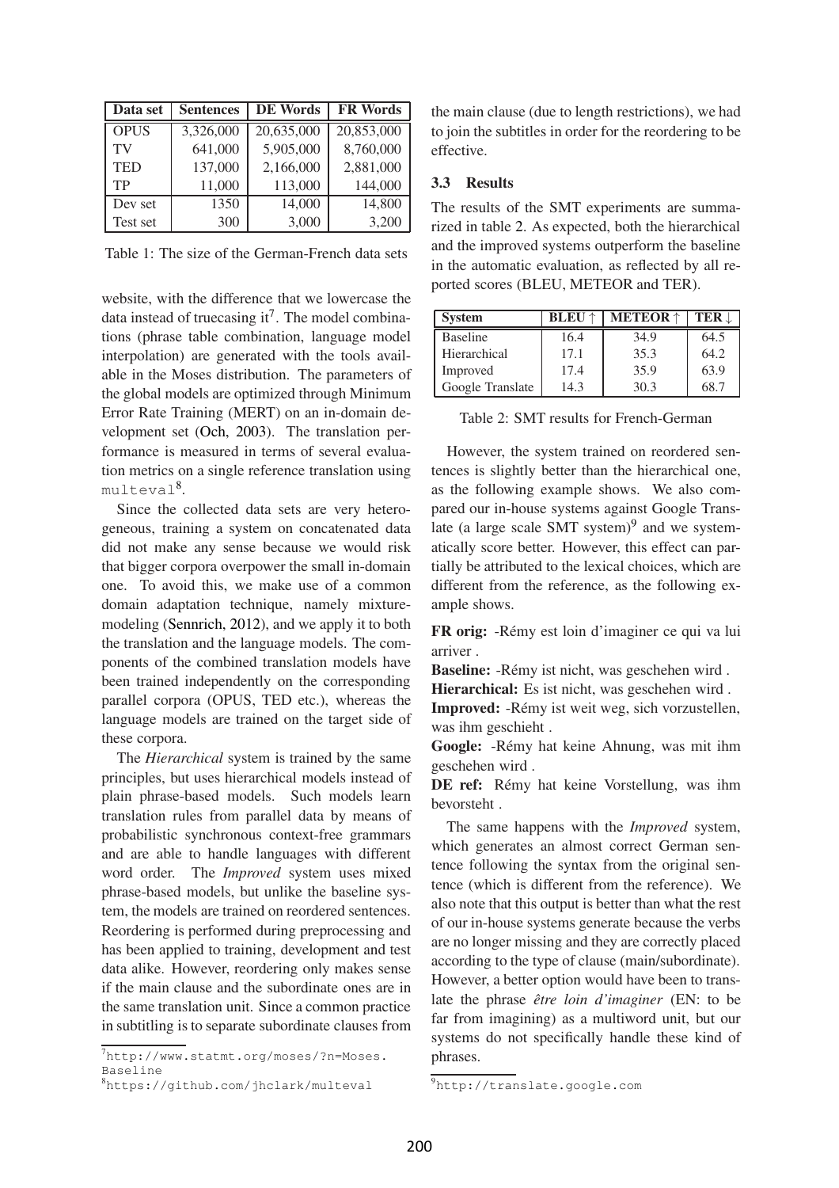| Data set | Sentences | DE Words | FR Words |
|---|---|---|---|
| OPUS | 3,326,000 | 20,635,000 | 20,853,000 |
| TV | 641,000 | 5,905,000 | 8,760,000 |
| TED | 137,000 | 2,166,000 | 2,881,000 |
| TP | 11,000 | 113,000 | 144,000 |
| Dev set | 1350 | 14,000 | 14,800 |
| Test set | 300 | 3,000 | 3,200 |

Table 1: The size of the German-French data sets

website, with the difference that we lowercase the data instead of truecasing it[7]. The model combinations (phrase table combination, language model interpolation) are generated with the tools available in the Moses distribution. The parameters of the global models are optimized through Minimum Error Rate Training (MERT) on an in-domain development set (Och, 2003). The translation performance is measured in terms of several evaluation metrics on a single reference translation using `multeval`[8].

Since the collected data sets are very heterogeneous, training a system on concatenated data did not make any sense because we would risk that bigger corpora overpower the small in-domain one. To avoid this, we make use of a common domain adaptation technique, namely mixture-modeling (Sennrich, 2012), and we apply it to both the translation and the language models. The components of the combined translation models have been trained independently on the corresponding parallel corpora (OPUS, TED etc.), whereas the language models are trained on the target side of these corpora.

The *Hierarchical* system is trained by the same principles, but uses hierarchical models instead of plain phrase-based models. Such models learn translation rules from parallel data by means of probabilistic synchronous context-free grammars and are able to handle languages with different word order. The *Improved* system uses mixed phrase-based models, but unlike the baseline system, the models are trained on reordered sentences. Reordering is performed during preprocessing and has been applied to training, development and test data alike. However, reordering only makes sense if the main clause and the subordinate ones are in the same translation unit. Since a common practice in subtitling is to separate subordinate clauses from the main clause (due to length restrictions), we had to join the subtitles in order for the reordering to be effective.

### 3.3 Results

The results of the SMT experiments are summarized in table 2. As expected, both the hierarchical and the improved systems outperform the baseline in the automatic evaluation, as reflected by all reported scores (BLEU, METEOR and TER).

| System | BLEU ↑ | METEOR ↑ | TER ↓ |
|---|---|---|---|
| Baseline | 16.4 | 34.9 | 64.5 |
| Hierarchical | 17.1 | 35.3 | 64.2 |
| Improved | 17.4 | 35.9 | 63.9 |
| Google Translate | 14.3 | 30.3 | 68.7 |

Table 2: SMT results for French-German

However, the system trained on reordered sentences is slightly better than the hierarchical one, as the following example shows. We also compared our in-house systems against Google Translate (a large scale SMT system)[9] and we systematically score better. However, this effect can partially be attributed to the lexical choices, which are different from the reference, as the following example shows.

**FR orig:** -Rémy est loin d'imaginer ce qui va lui arriver .

**Baseline:** -Rémy ist nicht, was geschehen wird .

**Hierarchical:** Es ist nicht, was geschehen wird .

**Improved:** -Rémy ist weit weg, sich vorzustellen, was ihm geschieht .

**Google:** -Rémy hat keine Ahnung, was mit ihm geschehen wird .

**DE ref:** Rémy hat keine Vorstellung, was ihm bevorsteht .

The same happens with the *Improved* system, which generates an almost correct German sentence following the syntax from the original sentence (which is different from the reference). We also note that this output is better than what the rest of our in-house systems generate because the verbs are no longer missing and they are correctly placed according to the type of clause (main/subordinate). However, a better option would have been to translate the phrase *être loin d'imaginer* (EN: to be far from imagining) as a multiword unit, but our systems do not specifically handle these kind of phrases.

[7] `http://www.statmt.org/moses/?n=Moses.Baseline`

[8] `https://github.com/jhclark/multeval`

[9] `http://translate.google.com`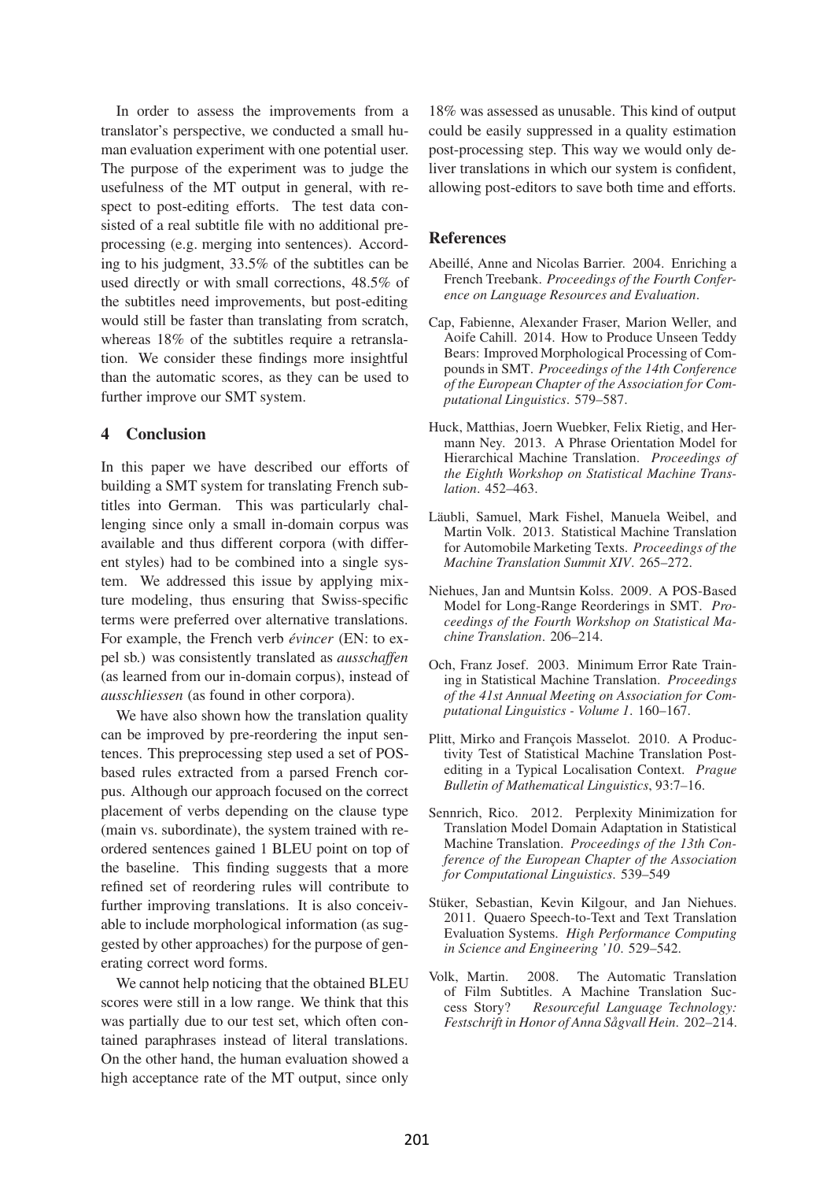In order to assess the improvements from a translator's perspective, we conducted a small human evaluation experiment with one potential user. The purpose of the experiment was to judge the usefulness of the MT output in general, with respect to post-editing efforts. The test data consisted of a real subtitle file with no additional preprocessing (e.g. merging into sentences). According to his judgment, 33.5% of the subtitles can be used directly or with small corrections, 48.5% of the subtitles need improvements, but post-editing would still be faster than translating from scratch, whereas 18% of the subtitles require a retranslation. We consider these findings more insightful than the automatic scores, as they can be used to further improve our SMT system.

## 4 Conclusion

In this paper we have described our efforts of building a SMT system for translating French subtitles into German. This was particularly challenging since only a small in-domain corpus was available and thus different corpora (with different styles) had to be combined into a single system. We addressed this issue by applying mixture modeling, thus ensuring that Swiss-specific terms were preferred over alternative translations. For example, the French verb *évincer* (EN: to expel sb.) was consistently translated as *ausschaffen* (as learned from our in-domain corpus), instead of *ausschliessen* (as found in other corpora).

We have also shown how the translation quality can be improved by pre-reordering the input sentences. This preprocessing step used a set of POS-based rules extracted from a parsed French corpus. Although our approach focused on the correct placement of verbs depending on the clause type (main vs. subordinate), the system trained with reordered sentences gained 1 BLEU point on top of the baseline. This finding suggests that a more refined set of reordering rules will contribute to further improving translations. It is also conceivable to include morphological information (as suggested by other approaches) for the purpose of generating correct word forms.

We cannot help noticing that the obtained BLEU scores were still in a low range. We think that this was partially due to our test set, which often contained paraphrases instead of literal translations. On the other hand, the human evaluation showed a high acceptance rate of the MT output, since only 18% was assessed as unusable. This kind of output could be easily suppressed in a quality estimation post-processing step. This way we would only deliver translations in which our system is confident, allowing post-editors to save both time and efforts.

## References

Abeillé, Anne and Nicolas Barrier. 2004. Enriching a French Treebank. *Proceedings of the Fourth Conference on Language Resources and Evaluation*.

Cap, Fabienne, Alexander Fraser, Marion Weller, and Aoife Cahill. 2014. How to Produce Unseen Teddy Bears: Improved Morphological Processing of Compounds in SMT. *Proceedings of the 14th Conference of the European Chapter of the Association for Computational Linguistics*. 579–587.

Huck, Matthias, Joern Wuebker, Felix Rietig, and Hermann Ney. 2013. A Phrase Orientation Model for Hierarchical Machine Translation. *Proceedings of the Eighth Workshop on Statistical Machine Translation*. 452–463.

Läubli, Samuel, Mark Fishel, Manuela Weibel, and Martin Volk. 2013. Statistical Machine Translation for Automobile Marketing Texts. *Proceedings of the Machine Translation Summit XIV*. 265–272.

Niehues, Jan and Muntsin Kolss. 2009. A POS-Based Model for Long-Range Reorderings in SMT. *Proceedings of the Fourth Workshop on Statistical Machine Translation*. 206–214.

Och, Franz Josef. 2003. Minimum Error Rate Training in Statistical Machine Translation. *Proceedings of the 41st Annual Meeting on Association for Computational Linguistics - Volume 1*. 160–167.

Plitt, Mirko and François Masselot. 2010. A Productivity Test of Statistical Machine Translation Post-editing in a Typical Localisation Context. *Prague Bulletin of Mathematical Linguistics*, 93:7–16.

Sennrich, Rico. 2012. Perplexity Minimization for Translation Model Domain Adaptation in Statistical Machine Translation. *Proceedings of the 13th Conference of the European Chapter of the Association for Computational Linguistics*. 539–549

Stüker, Sebastian, Kevin Kilgour, and Jan Niehues. 2011. Quaero Speech-to-Text and Text Translation Evaluation Systems. *High Performance Computing in Science and Engineering '10*. 529–542.

Volk, Martin. 2008. The Automatic Translation of Film Subtitles. A Machine Translation Success Story? *Resourceful Language Technology: Festschrift in Honor of Anna Sågvall Hein*. 202–214.